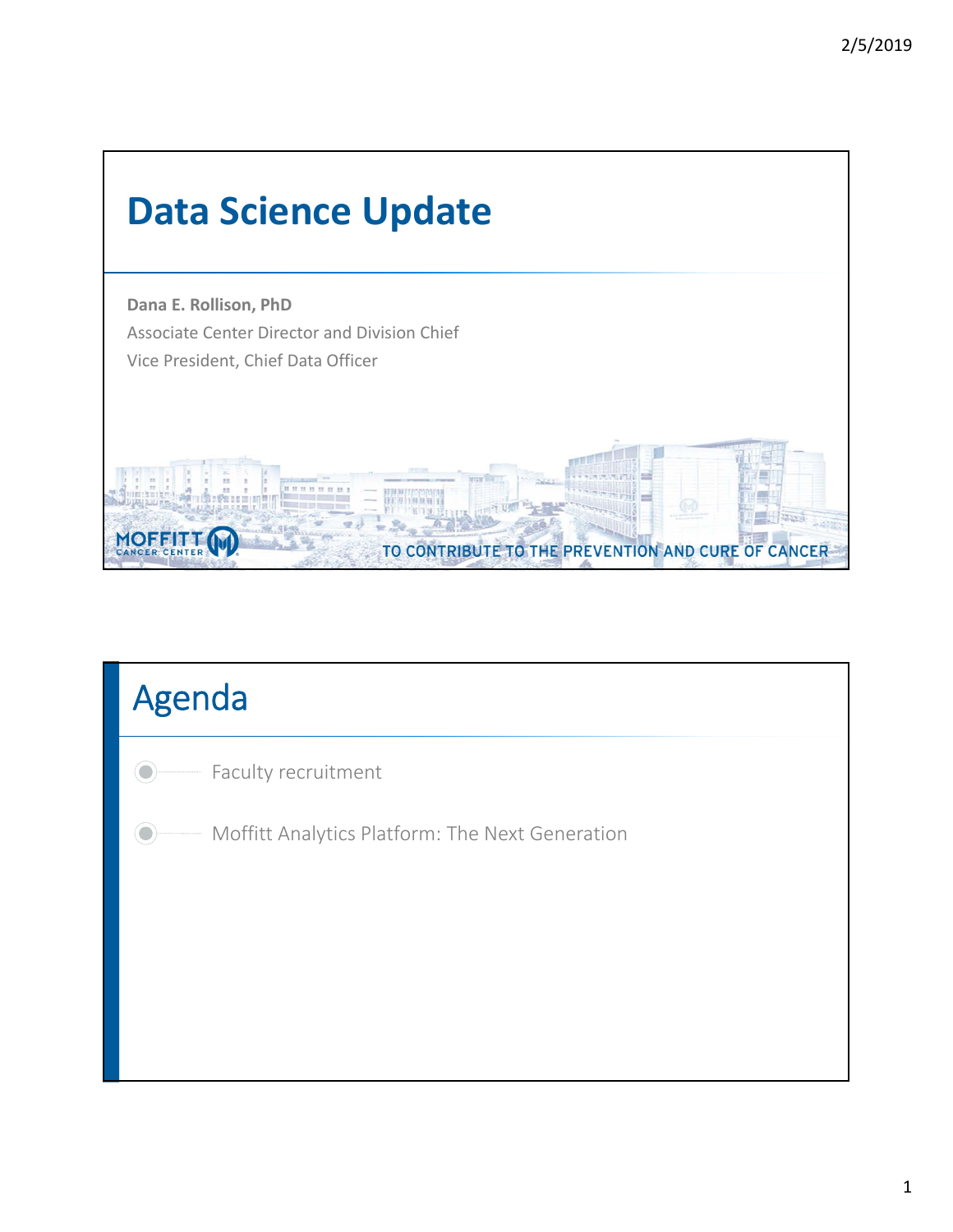# Data Science Update

**Dana E. Rollison, PhD**

Associate Center Director and Division Chief

Vice President, Chief Data Officer

MOFFITT CANCER CENTER

TO CONTRIBUTE TO THE PREVENTION AND CURE OF CANCER

## Agenda

- Faculty recruitment
- Moffitt Analytics Platform: The Next Generation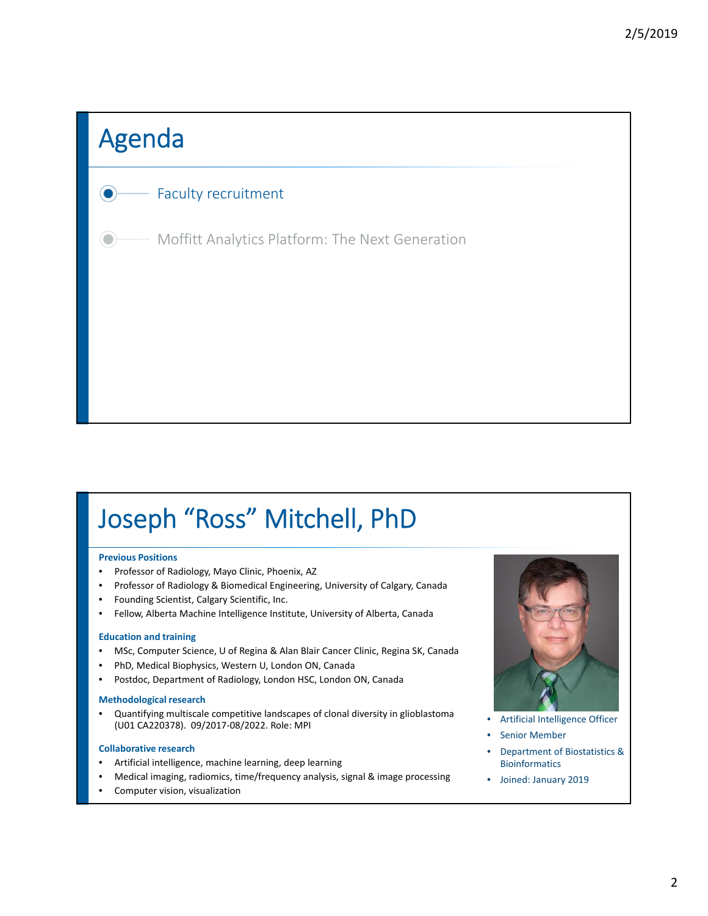# Agenda

- Faculty recruitment
- Moffitt Analytics Platform: The Next Generation

# Joseph "Ross" Mitchell, PhD

**Previous Positions**

- Professor of Radiology, Mayo Clinic, Phoenix, AZ
- Professor of Radiology & Biomedical Engineering, University of Calgary, Canada
- Founding Scientist, Calgary Scientific, Inc.
- Fellow, Alberta Machine Intelligence Institute, University of Alberta, Canada

**Education and training**

- MSc, Computer Science, U of Regina & Alan Blair Cancer Clinic, Regina SK, Canada
- PhD, Medical Biophysics, Western U, London ON, Canada
- Postdoc, Department of Radiology, London HSC, London ON, Canada

**Methodological research**

- Quantifying multiscale competitive landscapes of clonal diversity in glioblastoma (U01 CA220378). 09/2017-08/2022. Role: MPI

**Collaborative research**

- Artificial intelligence, machine learning, deep learning
- Medical imaging, radiomics, time/frequency analysis, signal & image processing
- Computer vision, visualization

- Artificial Intelligence Officer
- Senior Member
- Department of Biostatistics & Bioinformatics
- Joined: January 2019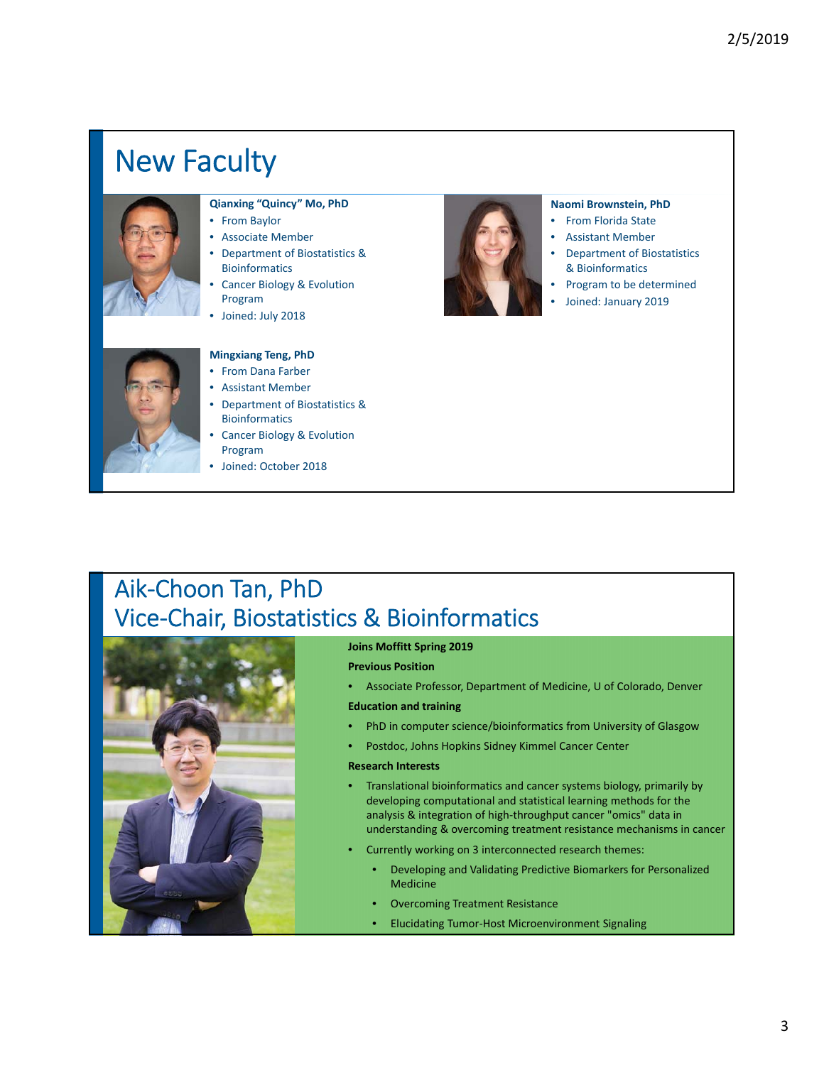# New Faculty

**Qianxing "Quincy" Mo, PhD**

- From Baylor
- Associate Member
- Department of Biostatistics & Bioinformatics
- Cancer Biology & Evolution Program
- Joined: July 2018

**Naomi Brownstein, PhD**

- From Florida State
- Assistant Member
- Department of Biostatistics & Bioinformatics
- Program to be determined
- Joined: January 2019

**Mingxiang Teng, PhD**

- From Dana Farber
- Assistant Member
- Department of Biostatistics & Bioinformatics
- Cancer Biology & Evolution Program
- Joined: October 2018

# Aik-Choon Tan, PhD
# Vice-Chair, Biostatistics & Bioinformatics

**Joins Moffitt Spring 2019**

**Previous Position**

- Associate Professor, Department of Medicine, U of Colorado, Denver

**Education and training**

- PhD in computer science/bioinformatics from University of Glasgow
- Postdoc, Johns Hopkins Sidney Kimmel Cancer Center

**Research Interests**

- Translational bioinformatics and cancer systems biology, primarily by developing computational and statistical learning methods for the analysis & integration of high-throughput cancer "omics" data in understanding & overcoming treatment resistance mechanisms in cancer
- Currently working on 3 interconnected research themes:
  - Developing and Validating Predictive Biomarkers for Personalized Medicine
  - Overcoming Treatment Resistance
  - Elucidating Tumor-Host Microenvironment Signaling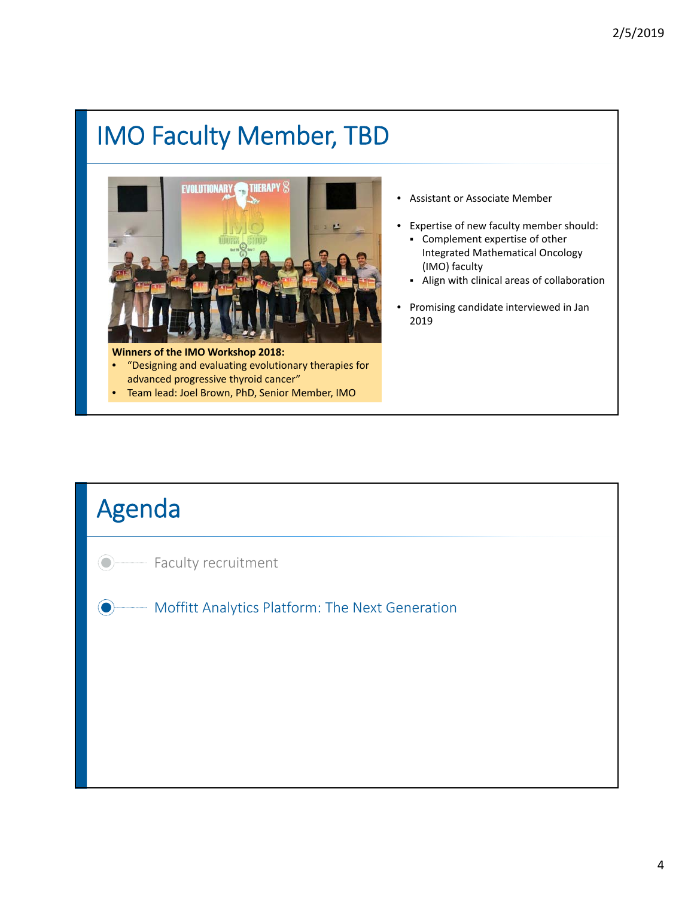## IMO Faculty Member, TBD

**Winners of the IMO Workshop 2018:**

- "Designing and evaluating evolutionary therapies for advanced progressive thyroid cancer"
- Team lead: Joel Brown, PhD, Senior Member, IMO

- Assistant or Associate Member
- Expertise of new faculty member should:
  - Complement expertise of other Integrated Mathematical Oncology (IMO) faculty
  - Align with clinical areas of collaboration
- Promising candidate interviewed in Jan 2019

## Agenda

- Faculty recruitment
- Moffitt Analytics Platform: The Next Generation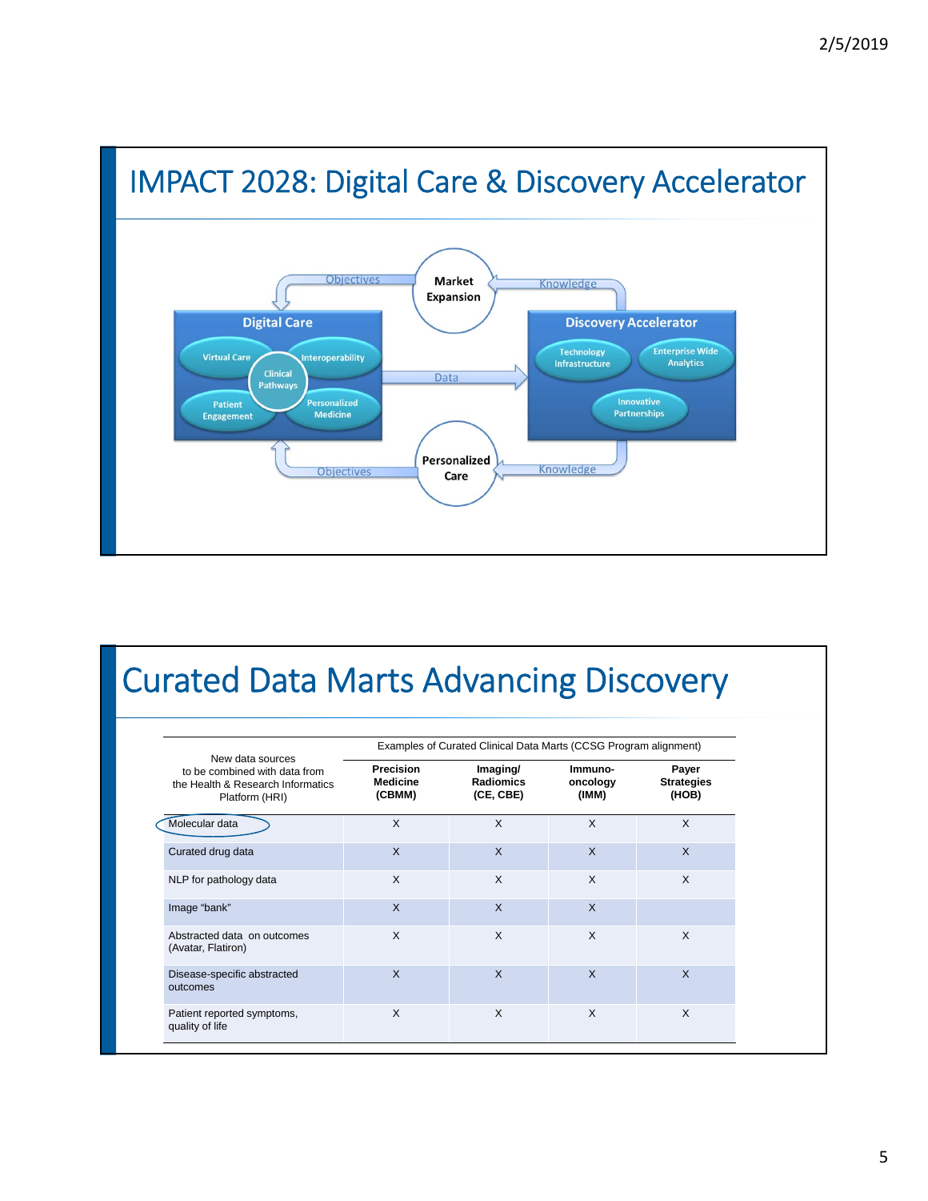## IMPACT 2028: Digital Care & Discovery Accelerator

Digital Care
- Virtual Care
- Interoperability
- Clinical Pathways
- Patient Engagement
- Personalized Medicine

Discovery Accelerator
- Technology Infrastructure
- Enterprise Wide Analytics
- Innovative Partnerships

Market Expansion

Personalized Care

Objectives — Knowledge — Data — Objectives — Knowledge

## Curated Data Marts Advancing Discovery

| New data sources to be combined with data from the Health & Research Informatics Platform (HRI) | Examples of Curated Clinical Data Marts (CCSG Program alignment) | | | |
|---|---|---|---|---|
| | **Precision Medicine (CBMM)** | **Imaging/ Radiomics (CE, CBE)** | **Immuno-oncology (IMM)** | **Payer Strategies (HOB)** |
| Molecular data | X | X | X | X |
| Curated drug data | X | X | X | X |
| NLP for pathology data | X | X | X | X |
| Image "bank" | X | X | X | |
| Abstracted data on outcomes (Avatar, Flatiron) | X | X | X | X |
| Disease-specific abstracted outcomes | X | X | X | X |
| Patient reported symptoms, quality of life | X | X | X | X |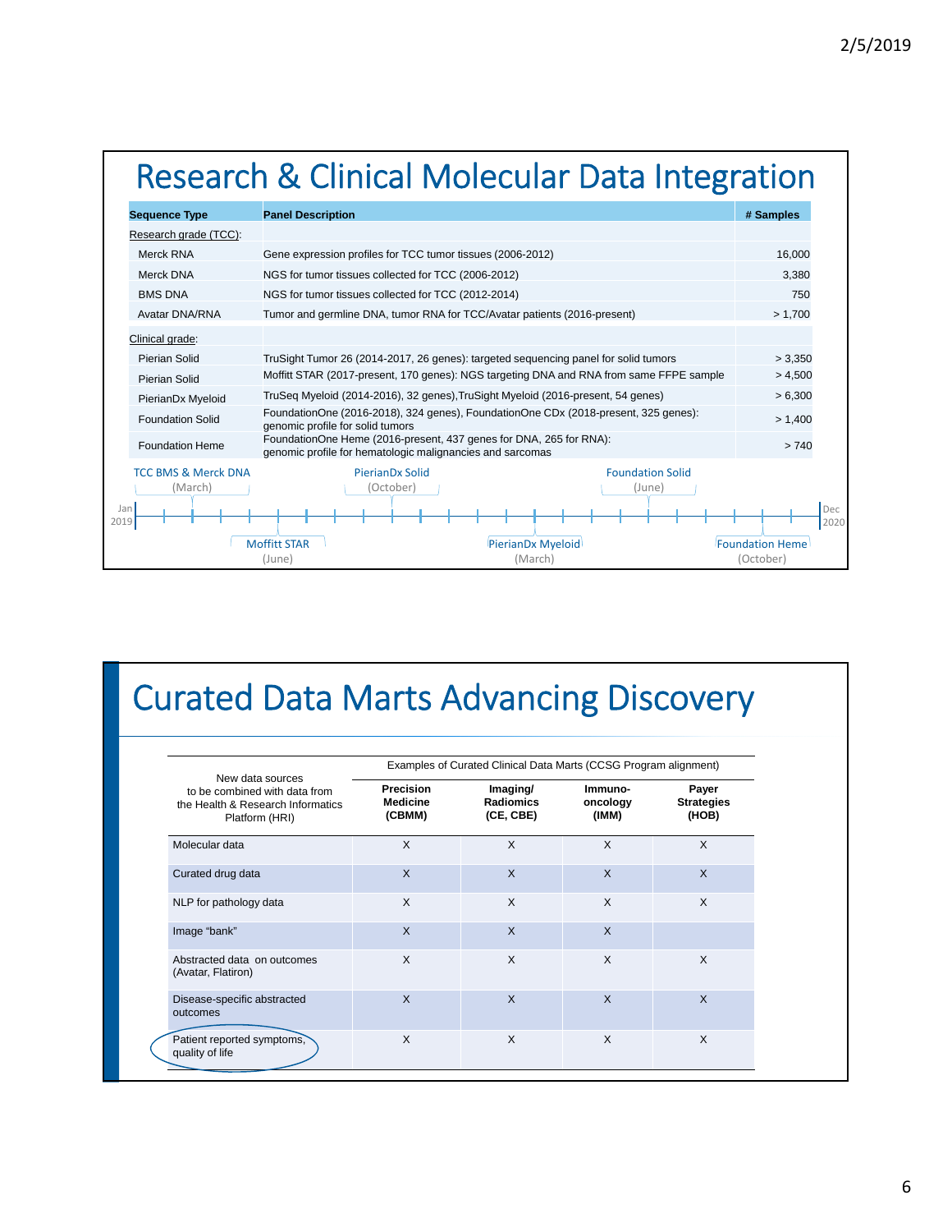# Research & Clinical Molecular Data Integration

| Sequence Type | Panel Description | # Samples |
|---|---|---|
| Research grade (TCC): | | |
| Merck RNA | Gene expression profiles for TCC tumor tissues (2006-2012) | 16,000 |
| Merck DNA | NGS for tumor tissues collected for TCC (2006-2012) | 3,380 |
| BMS DNA | NGS for tumor tissues collected for TCC (2012-2014) | 750 |
| Avatar DNA/RNA | Tumor and germline DNA, tumor RNA for TCC/Avatar patients (2016-present) | > 1,700 |
| Clinical grade: | | |
| Pierian Solid | TruSight Tumor 26 (2014-2017, 26 genes): targeted sequencing panel for solid tumors | > 3,350 |
| Pierian Solid | Moffitt STAR (2017-present, 170 genes): NGS targeting DNA and RNA from same FFPE sample | > 4,500 |
| PierianDx Myeloid | TruSeq Myeloid (2014-2016), 32 genes), TruSight Myeloid (2016-present, 54 genes) | > 6,300 |
| Foundation Solid | FoundationOne (2016-2018), 324 genes), FoundationOne CDx (2018-present, 325 genes): genomic profile for solid tumors | > 1,400 |
| Foundation Heme | FoundationOne Heme (2016-present, 437 genes for DNA, 265 for RNA): genomic profile for hematologic malignancies and sarcomas | > 740 |

Timeline (Jan 2019 – Dec 2020):

- TCC BMS & Merck DNA (March)
- Moffitt STAR (June)
- PierianDx Solid (October)
- PierianDx Myeloid (March)
- Foundation Solid (June)
- Foundation Heme (October)

# Curated Data Marts Advancing Discovery

| New data sources to be combined with data from the Health & Research Informatics Platform (HRI) | Examples of Curated Clinical Data Marts (CCSG Program alignment) | | | |
|---|---|---|---|---|
| | **Precision Medicine (CBMM)** | **Imaging/ Radiomics (CE, CBE)** | **Immuno-oncology (IMM)** | **Payer Strategies (HOB)** |
| Molecular data | X | X | X | X |
| Curated drug data | X | X | X | X |
| NLP for pathology data | X | X | X | X |
| Image "bank" | X | X | X | |
| Abstracted data on outcomes (Avatar, Flatiron) | X | X | X | X |
| Disease-specific abstracted outcomes | X | X | X | X |
| Patient reported symptoms, quality of life | X | X | X | X |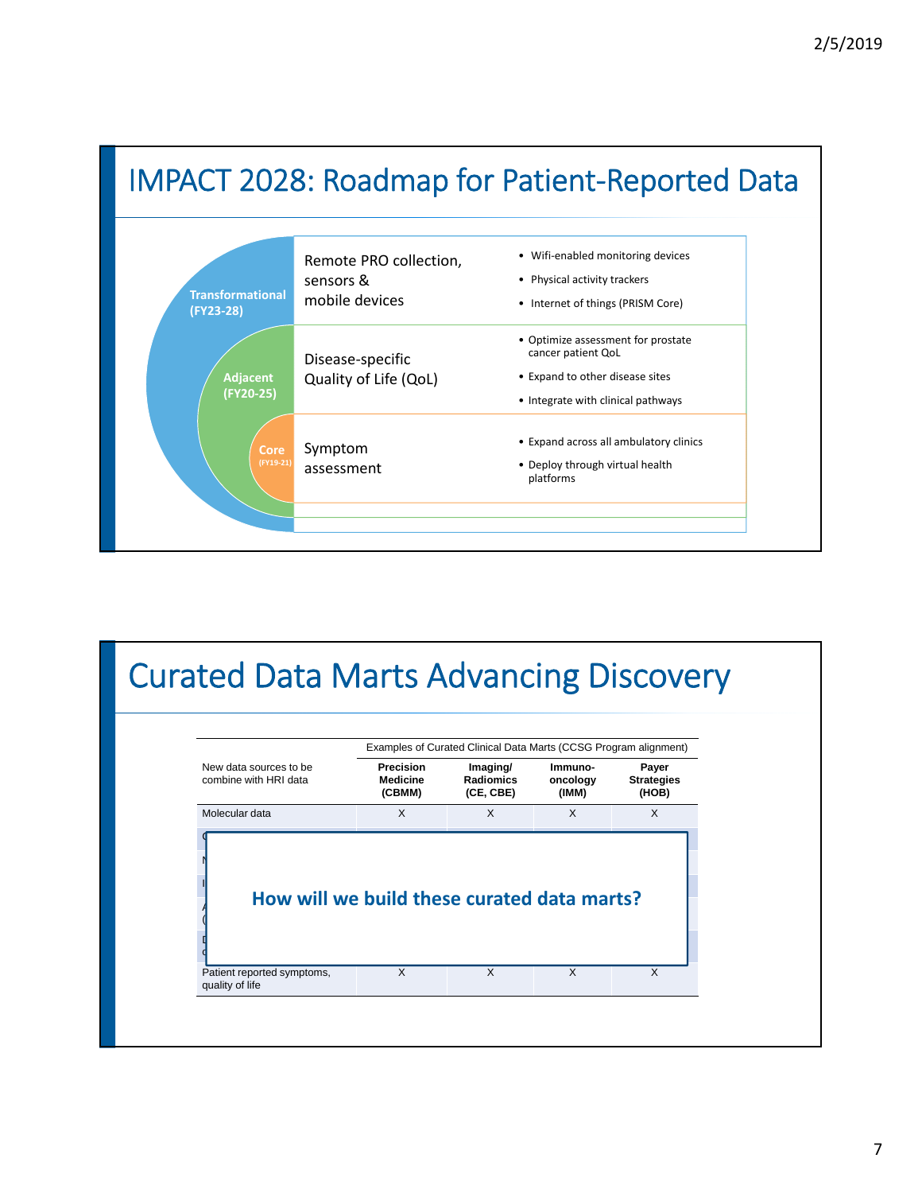## IMPACT 2028: Roadmap for Patient-Reported Data

| Phase | Focus | Activities |
|---|---|---|
| Transformational (FY23-28) | Remote PRO collection, sensors & mobile devices | • Wifi-enabled monitoring devices<br>• Physical activity trackers<br>• Internet of things (PRISM Core) |
| Adjacent (FY20-25) | Disease-specific Quality of Life (QoL) | • Optimize assessment for prostate cancer patient QoL<br>• Expand to other disease sites<br>• Integrate with clinical pathways |
| Core (FY19-21) | Symptom assessment | • Expand across all ambulatory clinics<br>• Deploy through virtual health platforms |

## Curated Data Marts Advancing Discovery

| | Examples of Curated Clinical Data Marts (CCSG Program alignment) | | | |
|---|---|---|---|---|
| New data sources to be combine with HRI data | Precision Medicine (CBMM) | Imaging/ Radiomics (CE, CBE) | Immuno-oncology (IMM) | Payer Strategies (HOB) |
| Molecular data | X | X | X | X |
| Patient reported symptoms, quality of life | X | X | X | X |

**How will we build these curated data marts?**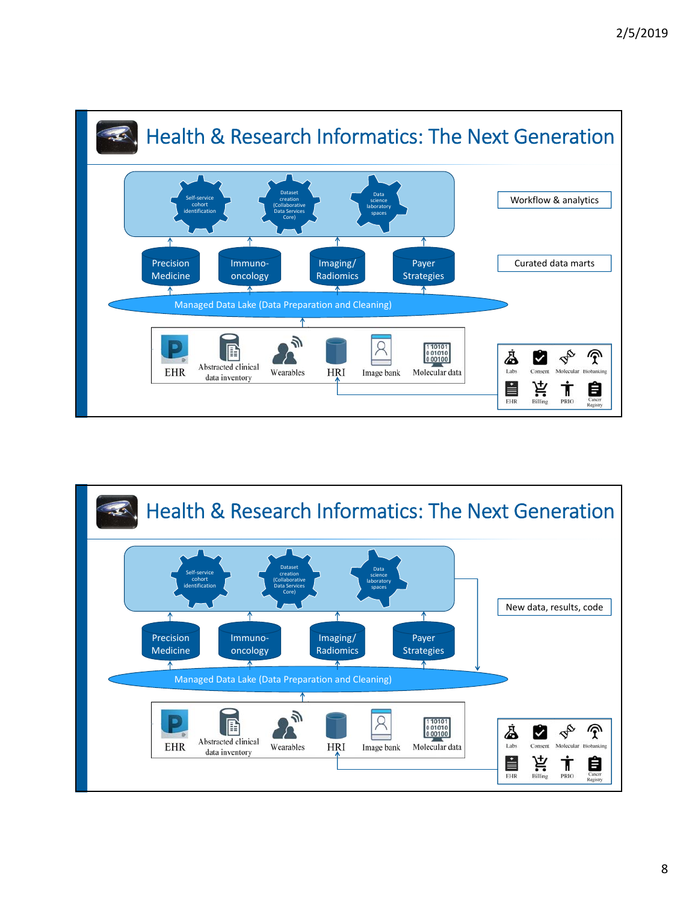## Health & Research Informatics: The Next Generation

Self-service cohort identification

Dataset creation (Collaborative Data Services Core)

Data science laboratory spaces

Workflow & analytics

Precision Medicine

Immuno-oncology

Imaging/ Radiomics

Payer Strategies

Curated data marts

Managed Data Lake (Data Preparation and Cleaning)

EHR

Abstracted clinical data inventory

Wearables

HRI

Image bank

Molecular data

Labs

Consent

Molecular

Biobanking

EHR

Billing

PRIO

Cancer Registry

## Health & Research Informatics: The Next Generation

Self-service cohort identification

Dataset creation (Collaborative Data Services Core)

Data science laboratory spaces

New data, results, code

Precision Medicine

Immuno-oncology

Imaging/ Radiomics

Payer Strategies

Managed Data Lake (Data Preparation and Cleaning)

EHR

Abstracted clinical data inventory

Wearables

HRI

Image bank

Molecular data

Labs

Consent

Molecular

Biobanking

EHR

Billing

PRIO

Cancer Registry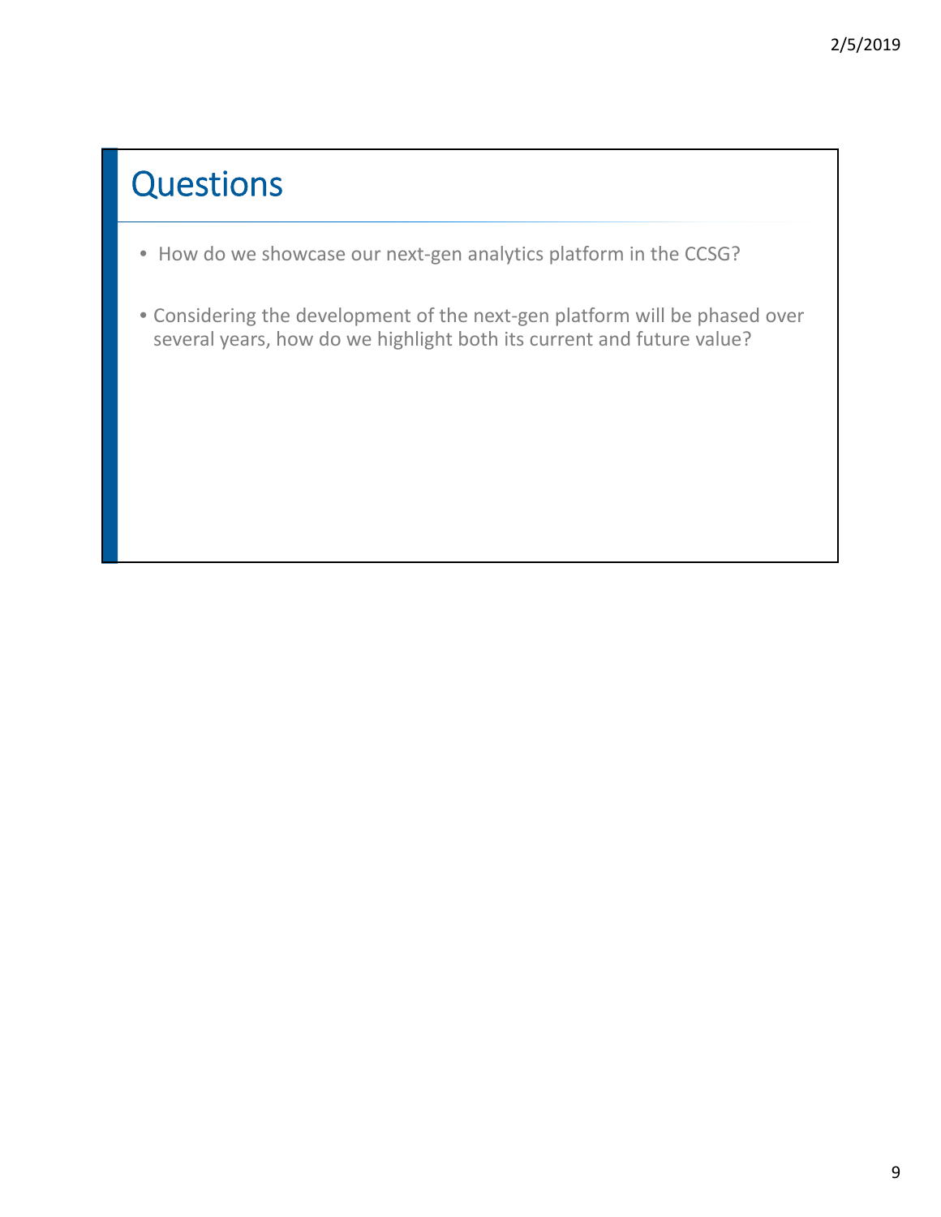# Questions

- How do we showcase our next-gen analytics platform in the CCSG?
- Considering the development of the next-gen platform will be phased over several years, how do we highlight both its current and future value?